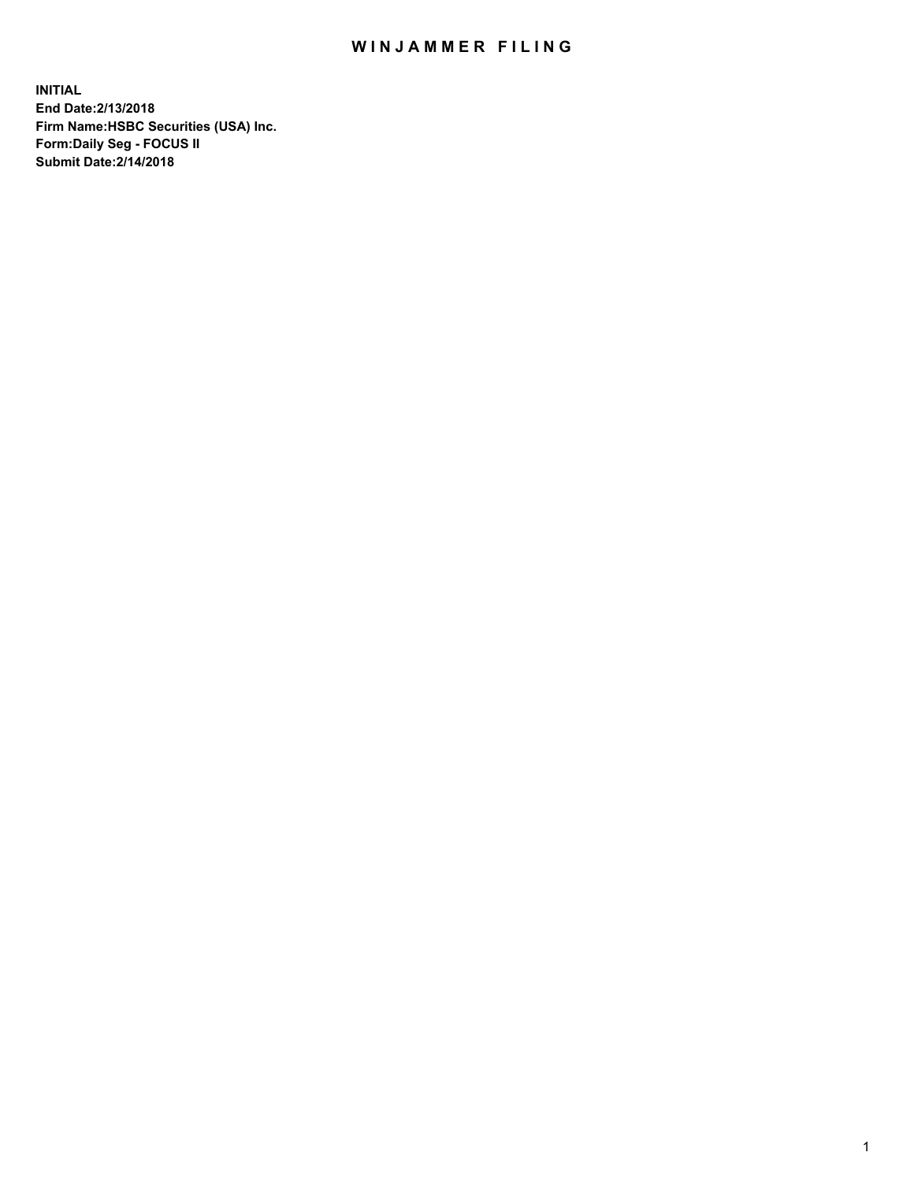# WINJAMMER FILING

**INITIAL**
**End Date:2/13/2018**
**Firm Name:HSBC Securities (USA) Inc.**
**Form:Daily Seg - FOCUS II**
**Submit Date:2/14/2018**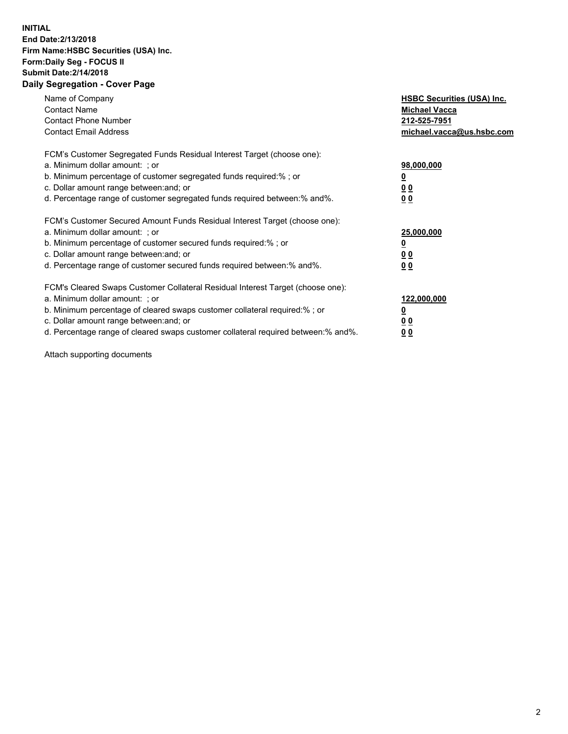**INITIAL**
**End Date:2/13/2018**
**Firm Name:HSBC Securities (USA) Inc.**
**Form:Daily Seg - FOCUS II**
**Submit Date:2/14/2018**
**Daily Segregation - Cover Page**

| | |
|---|---|
| Name of Company | **HSBC Securities (USA) Inc.** |
| Contact Name | **Michael Vacca** |
| Contact Phone Number | **212-525-7951** |
| Contact Email Address | **michael.vacca@us.hsbc.com** |
| FCM's Customer Segregated Funds Residual Interest Target (choose one): | |
| a. Minimum dollar amount: ; or | **98,000,000** |
| b. Minimum percentage of customer segregated funds required:% ; or | **0** |
| c. Dollar amount range between:and; or | **0 0** |
| d. Percentage range of customer segregated funds required between:% and%. | **0 0** |
| FCM's Customer Secured Amount Funds Residual Interest Target (choose one): | |
| a. Minimum dollar amount: ; or | **25,000,000** |
| b. Minimum percentage of customer secured funds required:% ; or | **0** |
| c. Dollar amount range between:and; or | **0 0** |
| d. Percentage range of customer secured funds required between:% and%. | **0 0** |
| FCM's Cleared Swaps Customer Collateral Residual Interest Target (choose one): | |
| a. Minimum dollar amount: ; or | **122,000,000** |
| b. Minimum percentage of cleared swaps customer collateral required:% ; or | **0** |
| c. Dollar amount range between:and; or | **0 0** |
| d. Percentage range of cleared swaps customer collateral required between:% and%. | **0 0** |

Attach supporting documents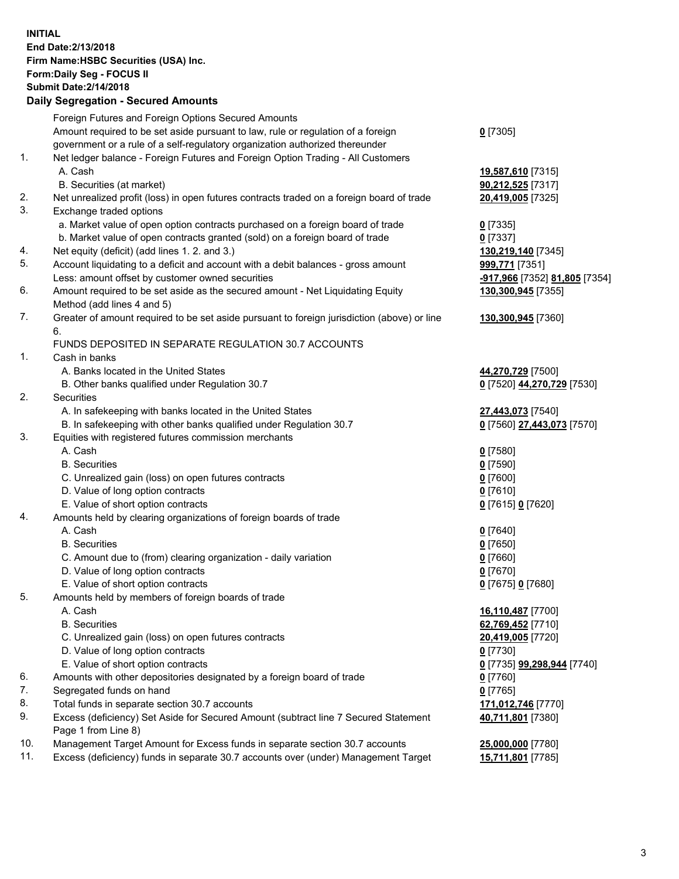**INITIAL**
**End Date:2/13/2018**
**Firm Name:HSBC Securities (USA) Inc.**
**Form:Daily Seg - FOCUS II**
**Submit Date:2/14/2018**

## Daily Segregation - Secured Amounts

| | | |
|---|---|---|
| | Foreign Futures and Foreign Options Secured Amounts | |
| | Amount required to be set aside pursuant to law, rule or regulation of a foreign government or a rule of a self-regulatory organization authorized thereunder | **0** [7305] |
| 1. | Net ledger balance - Foreign Futures and Foreign Option Trading - All Customers | |
| | A. Cash | **19,587,610** [7315] |
| | B. Securities (at market) | **90,212,525** [7317] |
| 2. | Net unrealized profit (loss) in open futures contracts traded on a foreign board of trade | **20,419,005** [7325] |
| 3. | Exchange traded options | |
| | a. Market value of open option contracts purchased on a foreign board of trade | **0** [7335] |
| | b. Market value of open contracts granted (sold) on a foreign board of trade | **0** [7337] |
| 4. | Net equity (deficit) (add lines 1. 2. and 3.) | **130,219,140** [7345] |
| 5. | Account liquidating to a deficit and account with a debit balances - gross amount | **999,771** [7351] |
| | Less: amount offset by customer owned securities | **-917,966** [7352] **81,805** [7354] |
| 6. | Amount required to be set aside as the secured amount - Net Liquidating Equity Method (add lines 4 and 5) | **130,300,945** [7355] |
| 7. | Greater of amount required to be set aside pursuant to foreign jurisdiction (above) or line 6. | **130,300,945** [7360] |
| | FUNDS DEPOSITED IN SEPARATE REGULATION 30.7 ACCOUNTS | |
| 1. | Cash in banks | |
| | A. Banks located in the United States | **44,270,729** [7500] |
| | B. Other banks qualified under Regulation 30.7 | **0** [7520] **44,270,729** [7530] |
| 2. | Securities | |
| | A. In safekeeping with banks located in the United States | **27,443,073** [7540] |
| | B. In safekeeping with other banks qualified under Regulation 30.7 | **0** [7560] **27,443,073** [7570] |
| 3. | Equities with registered futures commission merchants | |
| | A. Cash | **0** [7580] |
| | B. Securities | **0** [7590] |
| | C. Unrealized gain (loss) on open futures contracts | **0** [7600] |
| | D. Value of long option contracts | **0** [7610] |
| | E. Value of short option contracts | **0** [7615] **0** [7620] |
| 4. | Amounts held by clearing organizations of foreign boards of trade | |
| | A. Cash | **0** [7640] |
| | B. Securities | **0** [7650] |
| | C. Amount due to (from) clearing organization - daily variation | **0** [7660] |
| | D. Value of long option contracts | **0** [7670] |
| | E. Value of short option contracts | **0** [7675] **0** [7680] |
| 5. | Amounts held by members of foreign boards of trade | |
| | A. Cash | **16,110,487** [7700] |
| | B. Securities | **62,769,452** [7710] |
| | C. Unrealized gain (loss) on open futures contracts | **20,419,005** [7720] |
| | D. Value of long option contracts | **0** [7730] |
| | E. Value of short option contracts | **0** [7735] **99,298,944** [7740] |
| 6. | Amounts with other depositories designated by a foreign board of trade | **0** [7760] |
| 7. | Segregated funds on hand | **0** [7765] |
| 8. | Total funds in separate section 30.7 accounts | **171,012,746** [7770] |
| 9. | Excess (deficiency) Set Aside for Secured Amount (subtract line 7 Secured Statement Page 1 from Line 8) | **40,711,801** [7380] |
| 10. | Management Target Amount for Excess funds in separate section 30.7 accounts | **25,000,000** [7780] |
| 11. | Excess (deficiency) funds in separate 30.7 accounts over (under) Management Target | **15,711,801** [7785] |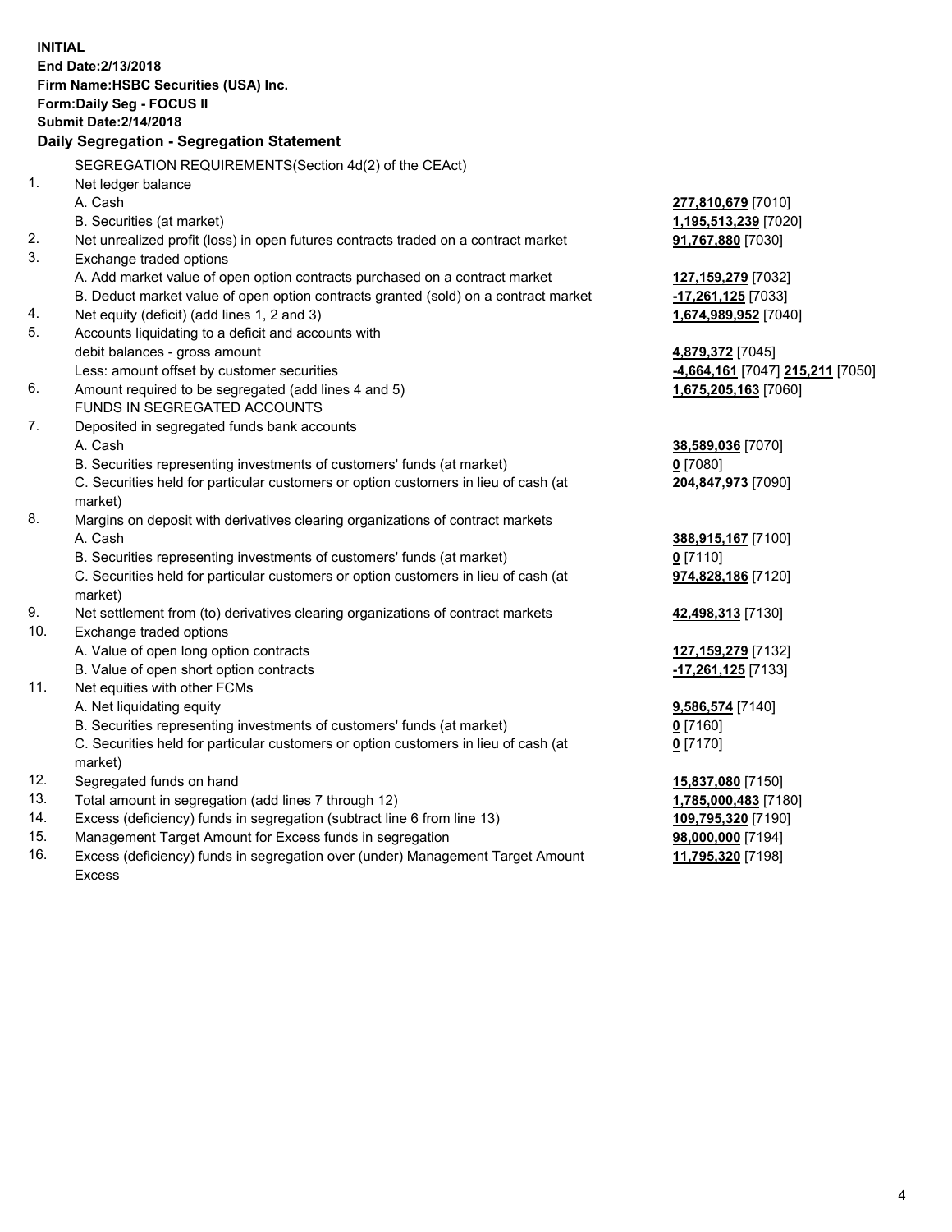**INITIAL**
**End Date:2/13/2018**
**Firm Name:HSBC Securities (USA) Inc.**
**Form:Daily Seg - FOCUS II**
**Submit Date:2/14/2018**

**Daily Segregation - Segregation Statement**

SEGREGATION REQUIREMENTS(Section 4d(2) of the CEAct)

| | | |
|---|---|---|
| 1. | Net ledger balance | |
| | A. Cash | **277,810,679** [7010] |
| | B. Securities (at market) | **1,195,513,239** [7020] |
| 2. | Net unrealized profit (loss) in open futures contracts traded on a contract market | **91,767,880** [7030] |
| 3. | Exchange traded options | |
| | A. Add market value of open option contracts purchased on a contract market | **127,159,279** [7032] |
| | B. Deduct market value of open option contracts granted (sold) on a contract market | **-17,261,125** [7033] |
| 4. | Net equity (deficit) (add lines 1, 2 and 3) | **1,674,989,952** [7040] |
| 5. | Accounts liquidating to a deficit and accounts with debit balances - gross amount | **4,879,372** [7045] |
| | Less: amount offset by customer securities | **-4,664,161** [7047] **215,211** [7050] |
| 6. | Amount required to be segregated (add lines 4 and 5) | **1,675,205,163** [7060] |
| | FUNDS IN SEGREGATED ACCOUNTS | |
| 7. | Deposited in segregated funds bank accounts | |
| | A. Cash | **38,589,036** [7070] |
| | B. Securities representing investments of customers' funds (at market) | **0** [7080] |
| | C. Securities held for particular customers or option customers in lieu of cash (at market) | **204,847,973** [7090] |
| 8. | Margins on deposit with derivatives clearing organizations of contract markets | |
| | A. Cash | **388,915,167** [7100] |
| | B. Securities representing investments of customers' funds (at market) | **0** [7110] |
| | C. Securities held for particular customers or option customers in lieu of cash (at market) | **974,828,186** [7120] |
| 9. | Net settlement from (to) derivatives clearing organizations of contract markets | **42,498,313** [7130] |
| 10. | Exchange traded options | |
| | A. Value of open long option contracts | **127,159,279** [7132] |
| | B. Value of open short option contracts | **-17,261,125** [7133] |
| 11. | Net equities with other FCMs | |
| | A. Net liquidating equity | **9,586,574** [7140] |
| | B. Securities representing investments of customers' funds (at market) | **0** [7160] |
| | C. Securities held for particular customers or option customers in lieu of cash (at market) | **0** [7170] |
| 12. | Segregated funds on hand | **15,837,080** [7150] |
| 13. | Total amount in segregation (add lines 7 through 12) | **1,785,000,483** [7180] |
| 14. | Excess (deficiency) funds in segregation (subtract line 6 from line 13) | **109,795,320** [7190] |
| 15. | Management Target Amount for Excess funds in segregation | **98,000,000** [7194] |
| 16. | Excess (deficiency) funds in segregation over (under) Management Target Amount Excess | **11,795,320** [7198] |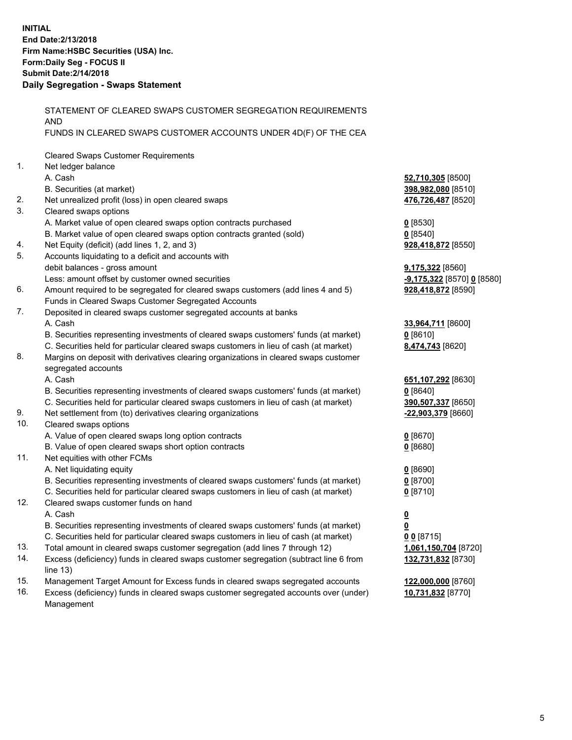**INITIAL**
**End Date:2/13/2018**
**Firm Name:HSBC Securities (USA) Inc.**
**Form:Daily Seg - FOCUS II**
**Submit Date:2/14/2018**
**Daily Segregation - Swaps Statement**

STATEMENT OF CLEARED SWAPS CUSTOMER SEGREGATION REQUIREMENTS AND FUNDS IN CLEARED SWAPS CUSTOMER ACCOUNTS UNDER 4D(F) OF THE CEA

| | | |
|---|---|---|
| | Cleared Swaps Customer Requirements | |
| 1. | Net ledger balance | |
| | A. Cash | **52,710,305** [8500] |
| | B. Securities (at market) | **398,982,080** [8510] |
| 2. | Net unrealized profit (loss) in open cleared swaps | **476,726,487** [8520] |
| 3. | Cleared swaps options | |
| | A. Market value of open cleared swaps option contracts purchased | **0** [8530] |
| | B. Market value of open cleared swaps option contracts granted (sold) | **0** [8540] |
| 4. | Net Equity (deficit) (add lines 1, 2, and 3) | **928,418,872** [8550] |
| 5. | Accounts liquidating to a deficit and accounts with | |
| | debit balances - gross amount | **9,175,322** [8560] |
| | Less: amount offset by customer owned securities | **-9,175,322** [8570] **0** [8580] |
| 6. | Amount required to be segregated for cleared swaps customers (add lines 4 and 5) | **928,418,872** [8590] |
| | Funds in Cleared Swaps Customer Segregated Accounts | |
| 7. | Deposited in cleared swaps customer segregated accounts at banks | |
| | A. Cash | **33,964,711** [8600] |
| | B. Securities representing investments of cleared swaps customers' funds (at market) | **0** [8610] |
| | C. Securities held for particular cleared swaps customers in lieu of cash (at market) | **8,474,743** [8620] |
| 8. | Margins on deposit with derivatives clearing organizations in cleared swaps customer segregated accounts | |
| | A. Cash | **651,107,292** [8630] |
| | B. Securities representing investments of cleared swaps customers' funds (at market) | **0** [8640] |
| | C. Securities held for particular cleared swaps customers in lieu of cash (at market) | **390,507,337** [8650] |
| 9. | Net settlement from (to) derivatives clearing organizations | **-22,903,379** [8660] |
| 10. | Cleared swaps options | |
| | A. Value of open cleared swaps long option contracts | **0** [8670] |
| | B. Value of open cleared swaps short option contracts | **0** [8680] |
| 11. | Net equities with other FCMs | |
| | A. Net liquidating equity | **0** [8690] |
| | B. Securities representing investments of cleared swaps customers' funds (at market) | **0** [8700] |
| | C. Securities held for particular cleared swaps customers in lieu of cash (at market) | **0** [8710] |
| 12. | Cleared swaps customer funds on hand | |
| | A. Cash | **0** |
| | B. Securities representing investments of cleared swaps customers' funds (at market) | **0** |
| | C. Securities held for particular cleared swaps customers in lieu of cash (at market) | **0** **0** [8715] |
| 13. | Total amount in cleared swaps customer segregation (add lines 7 through 12) | **1,061,150,704** [8720] |
| 14. | Excess (deficiency) funds in cleared swaps customer segregation (subtract line 6 from line 13) | **132,731,832** [8730] |
| 15. | Management Target Amount for Excess funds in cleared swaps segregated accounts | **122,000,000** [8760] |
| 16. | Excess (deficiency) funds in cleared swaps customer segregated accounts over (under) Management | **10,731,832** [8770] |